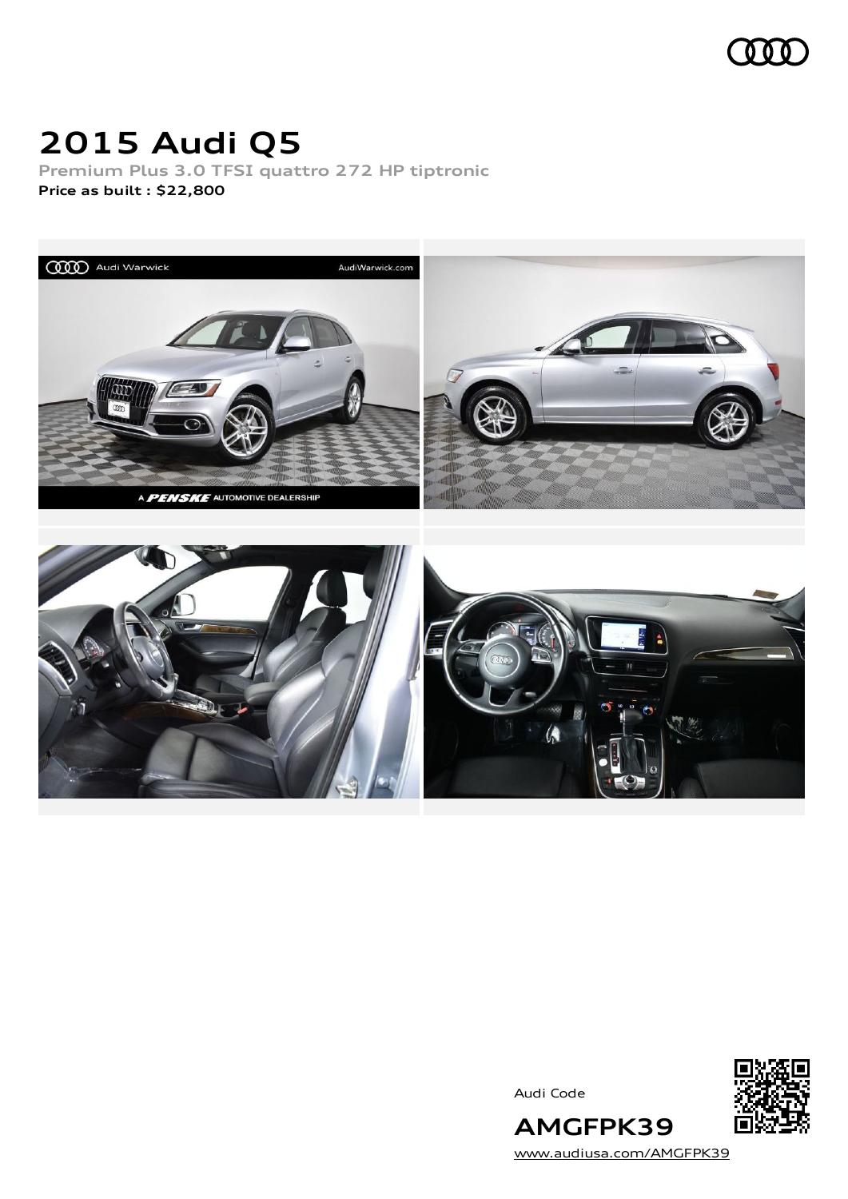# 2015 Audi Q5

**Premium Plus 3.0 TFSI quattro 272 HP tiptronic**

**Price as built : $22,800**

Audi Code

**AMGFPK39**

www.audiusa.com/AMGFPK39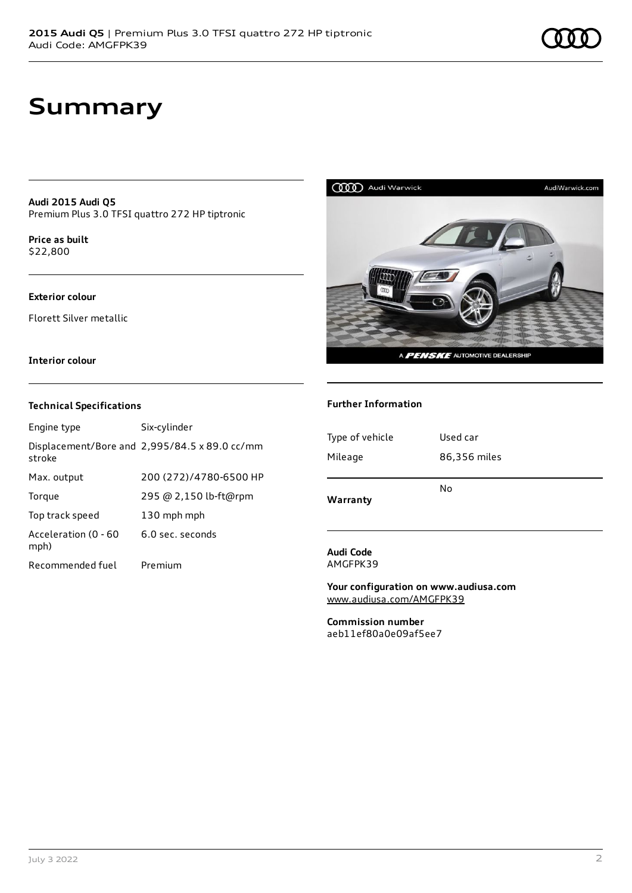# Summary

**Audi 2015 Audi Q5**
Premium Plus 3.0 TFSI quattro 272 HP tiptronic

**Price as built**
$22,800

**Exterior colour**

Florett Silver metallic

**Interior colour**

### Technical Specifications

| | |
|---|---|
| Engine type | Six-cylinder |
| Displacement/Bore and stroke | 2,995/84.5 x 89.0 cc/mm |
| Max. output | 200 (272)/4780-6500 HP |
| Torque | 295 @ 2,150 lb-ft@rpm |
| Top track speed | 130 mph mph |
| Acceleration (0 - 60 mph) | 6.0 sec. seconds |
| Recommended fuel | Premium |

### Further Information

| | |
|---|---|
| Type of vehicle | Used car |
| Mileage | 86,356 miles |
| **Warranty** | No |

**Audi Code**
AMGFPK39

**Your configuration on www.audiusa.com**
www.audiusa.com/AMGFPK39

**Commission number**
aeb11ef80a0e09af5ee7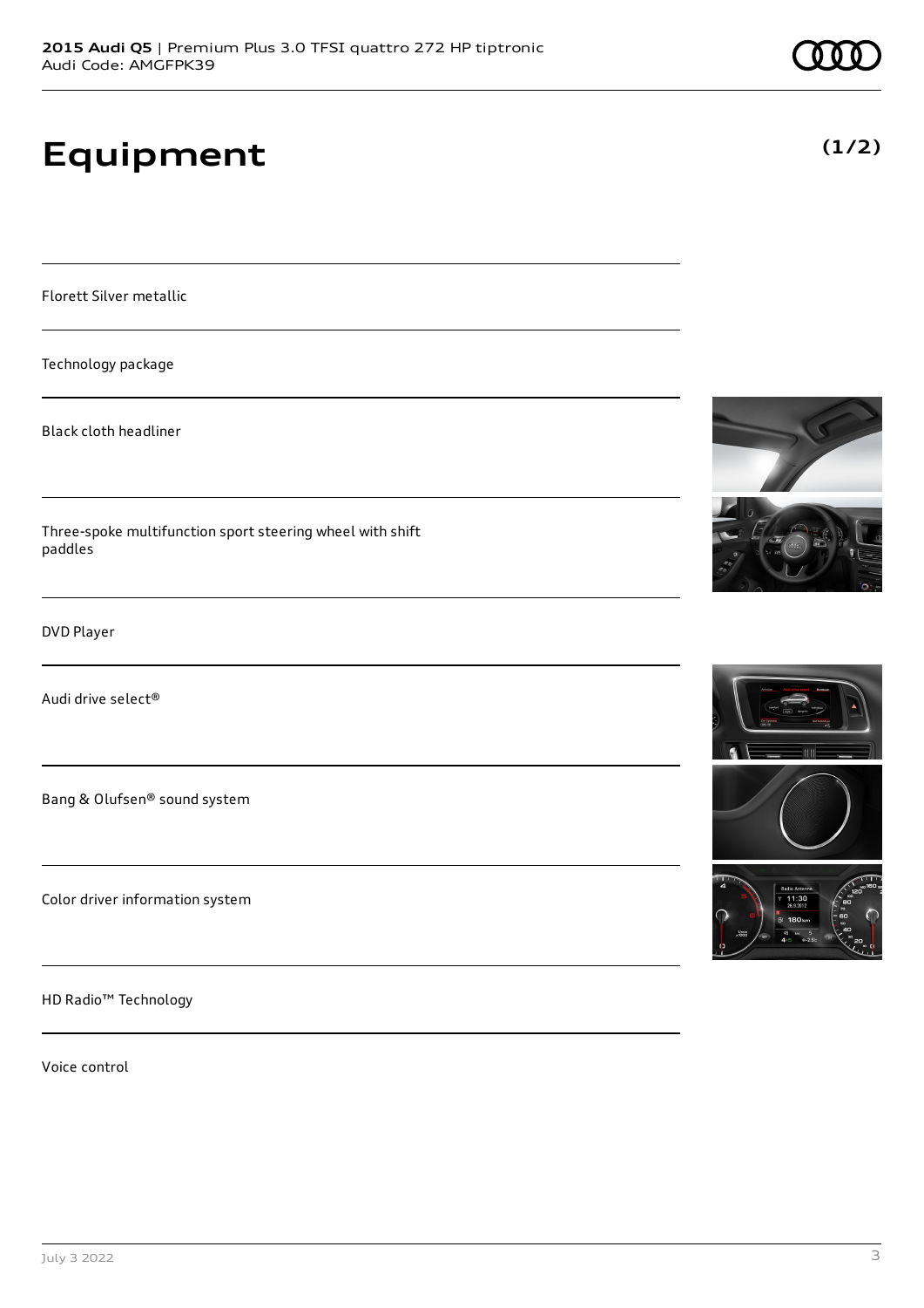# Equipment

Florett Silver metallic

Technology package

Black cloth headliner

Three-spoke multifunction sport steering wheel with shift paddles

DVD Player

Audi drive select®

Bang & Olufsen® sound system

Color driver information system

HD Radio™ Technology

Voice control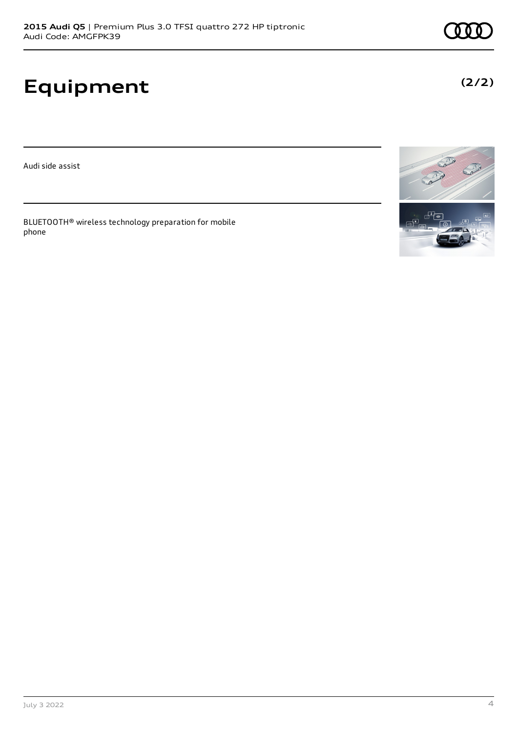# Equipment

**(2/2)**

Audi side assist

BLUETOOTH® wireless technology preparation for mobile phone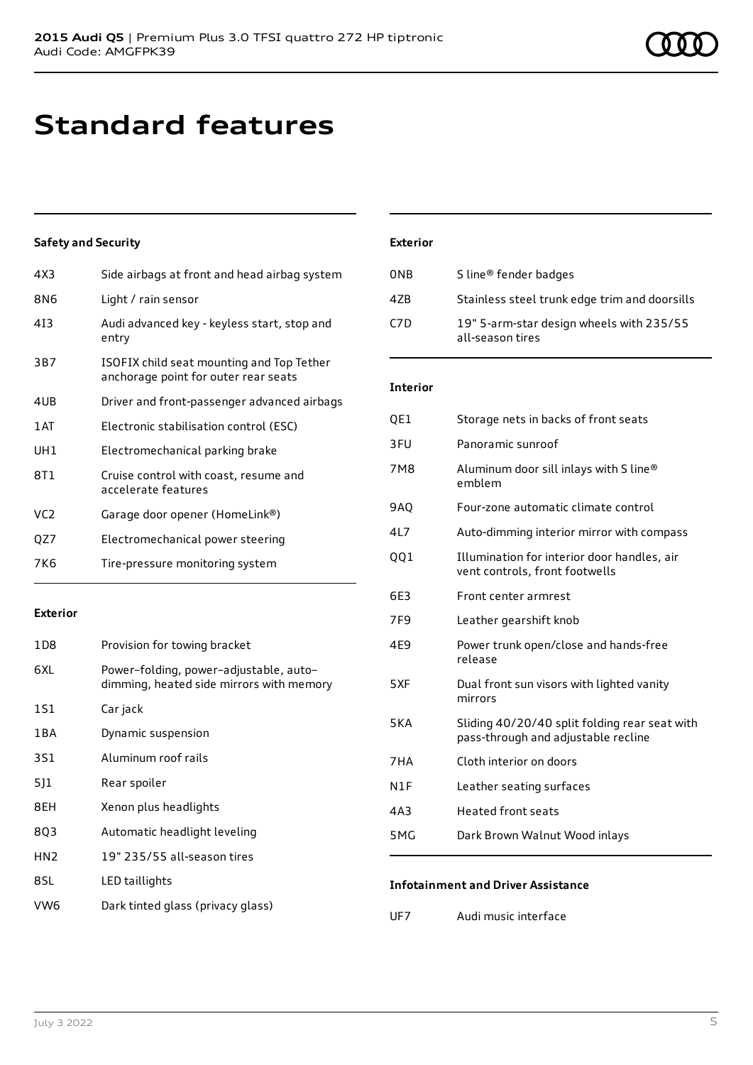# Standard features

## Safety and Security

| | |
|---|---|
| 4X3 | Side airbags at front and head airbag system |
| 8N6 | Light / rain sensor |
| 4I3 | Audi advanced key - keyless start, stop and entry |
| 3B7 | ISOFIX child seat mounting and Top Tether anchorage point for outer rear seats |
| 4UB | Driver and front-passenger advanced airbags |
| 1AT | Electronic stabilisation control (ESC) |
| UH1 | Electromechanical parking brake |
| 8T1 | Cruise control with coast, resume and accelerate features |
| VC2 | Garage door opener (HomeLink®) |
| QZ7 | Electromechanical power steering |
| 7K6 | Tire-pressure monitoring system |

## Exterior

| | |
|---|---|
| 1D8 | Provision for towing bracket |
| 6XL | Power–folding, power–adjustable, auto–dimming, heated side mirrors with memory |
| 1S1 | Car jack |
| 1BA | Dynamic suspension |
| 3S1 | Aluminum roof rails |
| 5J1 | Rear spoiler |
| 8EH | Xenon plus headlights |
| 8Q3 | Automatic headlight leveling |
| HN2 | 19" 235/55 all-season tires |
| 8SL | LED taillights |
| VW6 | Dark tinted glass (privacy glass) |

## Exterior

| | |
|---|---|
| 0NB | S line® fender badges |
| 4ZB | Stainless steel trunk edge trim and doorsills |
| C7D | 19" 5-arm-star design wheels with 235/55 all-season tires |

## Interior

| | |
|---|---|
| QE1 | Storage nets in backs of front seats |
| 3FU | Panoramic sunroof |
| 7M8 | Aluminum door sill inlays with S line® emblem |
| 9AQ | Four-zone automatic climate control |
| 4L7 | Auto-dimming interior mirror with compass |
| QQ1 | Illumination for interior door handles, air vent controls, front footwells |
| 6E3 | Front center armrest |
| 7F9 | Leather gearshift knob |
| 4E9 | Power trunk open/close and hands-free release |
| 5XF | Dual front sun visors with lighted vanity mirrors |
| 5KA | Sliding 40/20/40 split folding rear seat with pass-through and adjustable recline |
| 7HA | Cloth interior on doors |
| N1F | Leather seating surfaces |
| 4A3 | Heated front seats |
| 5MG | Dark Brown Walnut Wood inlays |

## Infotainment and Driver Assistance

| | |
|---|---|
| UF7 | Audi music interface |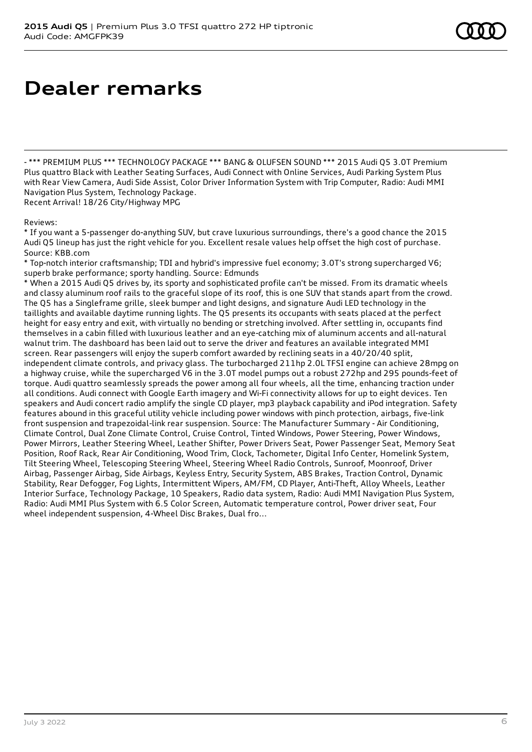# Dealer remarks

- *** PREMIUM PLUS *** TECHNOLOGY PACKAGE *** BANG & OLUFSEN SOUND *** 2015 Audi Q5 3.0T Premium Plus quattro Black with Leather Seating Surfaces, Audi Connect with Online Services, Audi Parking System Plus with Rear View Camera, Audi Side Assist, Color Driver Information System with Trip Computer, Radio: Audi MMI Navigation Plus System, Technology Package.
Recent Arrival! 18/26 City/Highway MPG

Reviews:
* If you want a 5-passenger do-anything SUV, but crave luxurious surroundings, there's a good chance the 2015 Audi Q5 lineup has just the right vehicle for you. Excellent resale values help offset the high cost of purchase. Source: KBB.com
* Top-notch interior craftsmanship; TDI and hybrid's impressive fuel economy; 3.0T's strong supercharged V6; superb brake performance; sporty handling. Source: Edmunds
* When a 2015 Audi Q5 drives by, its sporty and sophisticated profile can't be missed. From its dramatic wheels and classy aluminum roof rails to the graceful slope of its roof, this is one SUV that stands apart from the crowd. The Q5 has a Singleframe grille, sleek bumper and light designs, and signature Audi LED technology in the taillights and available daytime running lights. The Q5 presents its occupants with seats placed at the perfect height for easy entry and exit, with virtually no bending or stretching involved. After settling in, occupants find themselves in a cabin filled with luxurious leather and an eye-catching mix of aluminum accents and all-natural walnut trim. The dashboard has been laid out to serve the driver and features an available integrated MMI screen. Rear passengers will enjoy the superb comfort awarded by reclining seats in a 40/20/40 split, independent climate controls, and privacy glass. The turbocharged 211hp 2.0L TFSI engine can achieve 28mpg on a highway cruise, while the supercharged V6 in the 3.0T model pumps out a robust 272hp and 295 pounds-feet of torque. Audi quattro seamlessly spreads the power among all four wheels, all the time, enhancing traction under all conditions. Audi connect with Google Earth imagery and Wi-Fi connectivity allows for up to eight devices. Ten speakers and Audi concert radio amplify the single CD player, mp3 playback capability and iPod integration. Safety features abound in this graceful utility vehicle including power windows with pinch protection, airbags, five-link front suspension and trapezoidal-link rear suspension. Source: The Manufacturer Summary - Air Conditioning, Climate Control, Dual Zone Climate Control, Cruise Control, Tinted Windows, Power Steering, Power Windows, Power Mirrors, Leather Steering Wheel, Leather Shifter, Power Drivers Seat, Power Passenger Seat, Memory Seat Position, Roof Rack, Rear Air Conditioning, Wood Trim, Clock, Tachometer, Digital Info Center, Homelink System, Tilt Steering Wheel, Telescoping Steering Wheel, Steering Wheel Radio Controls, Sunroof, Moonroof, Driver Airbag, Passenger Airbag, Side Airbags, Keyless Entry, Security System, ABS Brakes, Traction Control, Dynamic Stability, Rear Defogger, Fog Lights, Intermittent Wipers, AM/FM, CD Player, Anti-Theft, Alloy Wheels, Leather Interior Surface, Technology Package, 10 Speakers, Radio data system, Radio: Audi MMI Navigation Plus System, Radio: Audi MMI Plus System with 6.5 Color Screen, Automatic temperature control, Power driver seat, Four wheel independent suspension, 4-Wheel Disc Brakes, Dual fro...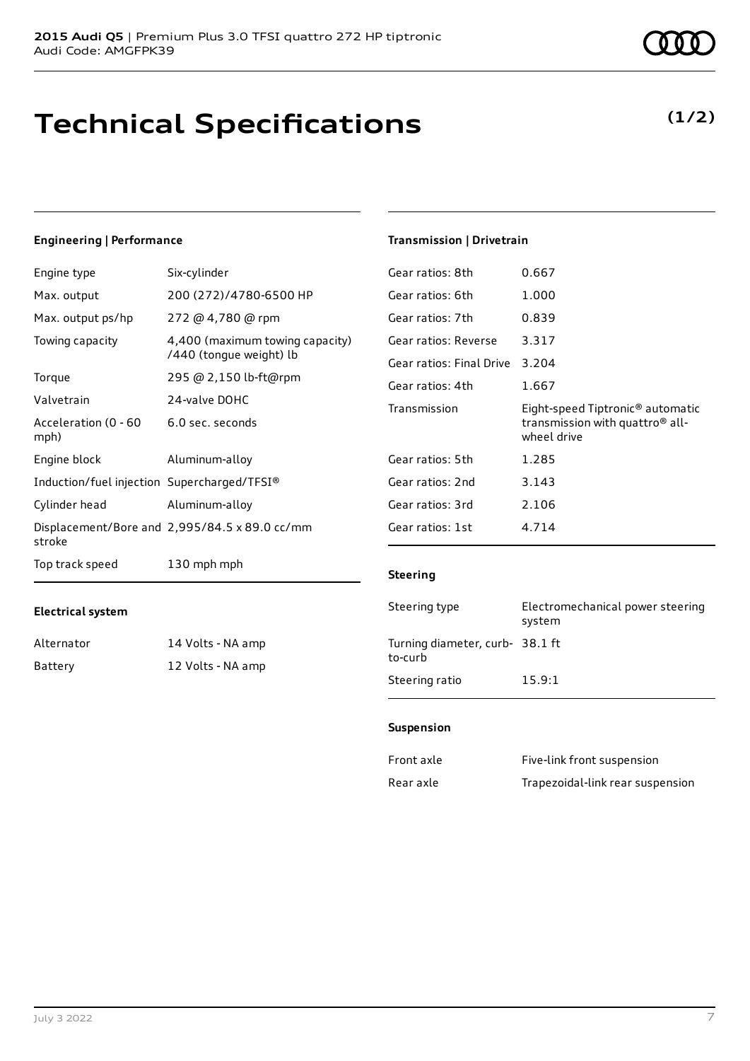# Technical Specifications

**(1/2)**

### Engineering | Performance

| | |
|---|---|
| Engine type | Six-cylinder |
| Max. output | 200 (272)/4780-6500 HP |
| Max. output ps/hp | 272 @ 4,780 @ rpm |
| Towing capacity | 4,400 (maximum towing capacity) /440 (tongue weight) lb |
| Torque | 295 @ 2,150 lb-ft@rpm |
| Valvetrain | 24-valve DOHC |
| Acceleration (0 - 60 mph) | 6.0 sec. seconds |
| Engine block | Aluminum-alloy |
| Induction/fuel injection | Supercharged/TFSI® |
| Cylinder head | Aluminum-alloy |
| Displacement/Bore and stroke | 2,995/84.5 x 89.0 cc/mm |
| Top track speed | 130 mph mph |

### Electrical system

| | |
|---|---|
| Alternator | 14 Volts - NA amp |
| Battery | 12 Volts - NA amp |

### Transmission | Drivetrain

| | |
|---|---|
| Gear ratios: 8th | 0.667 |
| Gear ratios: 6th | 1.000 |
| Gear ratios: 7th | 0.839 |
| Gear ratios: Reverse | 3.317 |
| Gear ratios: Final Drive | 3.204 |
| Gear ratios: 4th | 1.667 |
| Transmission | Eight-speed Tiptronic® automatic transmission with quattro® all-wheel drive |
| Gear ratios: 5th | 1.285 |
| Gear ratios: 2nd | 3.143 |
| Gear ratios: 3rd | 2.106 |
| Gear ratios: 1st | 4.714 |

### Steering

| | |
|---|---|
| Steering type | Electromechanical power steering system |
| Turning diameter, curb-to-curb | 38.1 ft |
| Steering ratio | 15.9:1 |

### Suspension

| | |
|---|---|
| Front axle | Five-link front suspension |
| Rear axle | Trapezoidal-link rear suspension |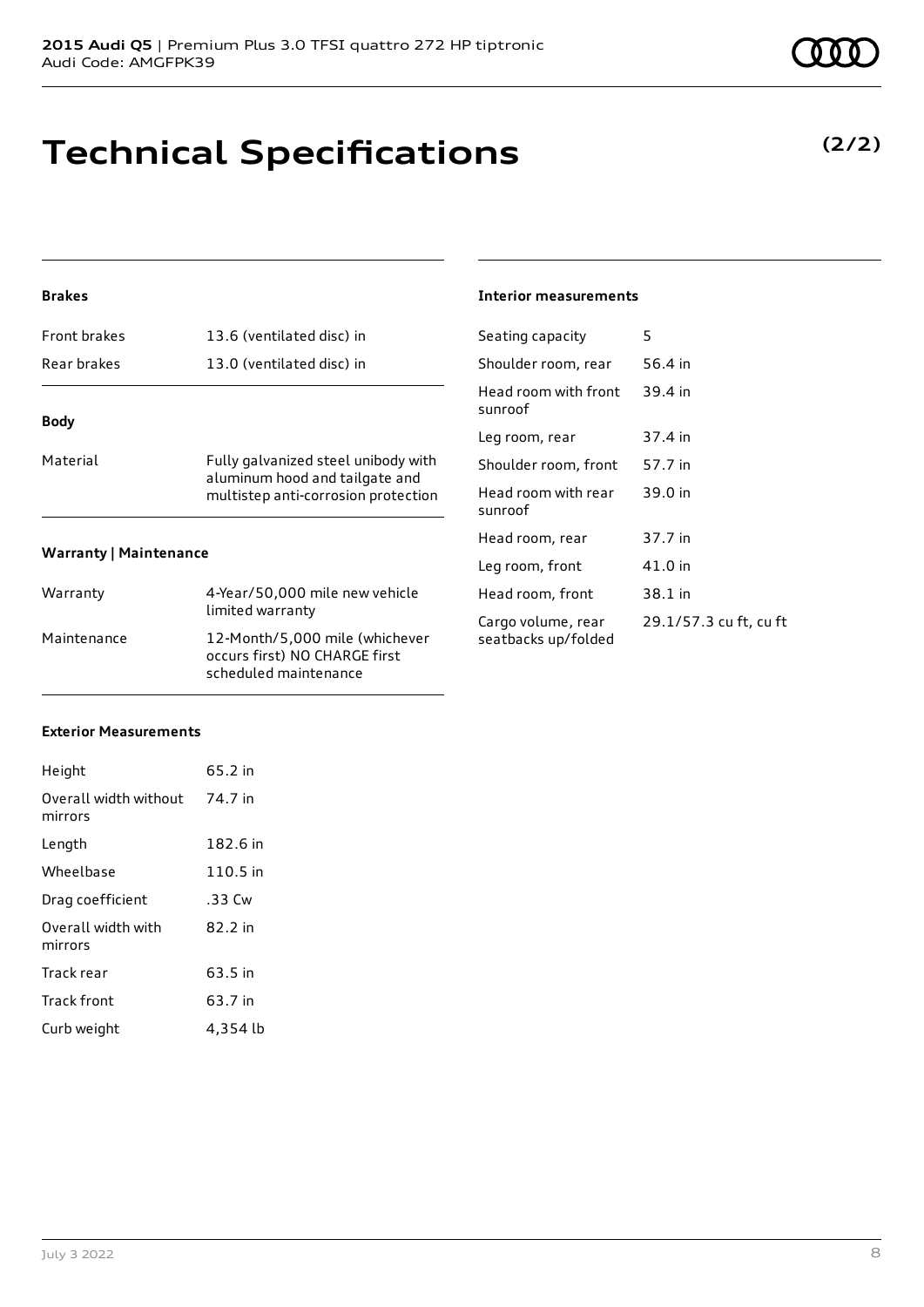# Technical Specifications

**(2/2)**

### Brakes

| | |
|---|---|
| Front brakes | 13.6 (ventilated disc) in |
| Rear brakes | 13.0 (ventilated disc) in |

### Body

| | |
|---|---|
| Material | Fully galvanized steel unibody with aluminum hood and tailgate and multistep anti-corrosion protection |

### Warranty | Maintenance

| | |
|---|---|
| Warranty | 4-Year/50,000 mile new vehicle limited warranty |
| Maintenance | 12-Month/5,000 mile (whichever occurs first) NO CHARGE first scheduled maintenance |

### Exterior Measurements

| | |
|---|---|
| Height | 65.2 in |
| Overall width without mirrors | 74.7 in |
| Length | 182.6 in |
| Wheelbase | 110.5 in |
| Drag coefficient | .33 Cw |
| Overall width with mirrors | 82.2 in |
| Track rear | 63.5 in |
| Track front | 63.7 in |
| Curb weight | 4,354 lb |

### Interior measurements

| | |
|---|---|
| Seating capacity | 5 |
| Shoulder room, rear | 56.4 in |
| Head room with front sunroof | 39.4 in |
| Leg room, rear | 37.4 in |
| Shoulder room, front | 57.7 in |
| Head room with rear sunroof | 39.0 in |
| Head room, rear | 37.7 in |
| Leg room, front | 41.0 in |
| Head room, front | 38.1 in |
| Cargo volume, rear seatbacks up/folded | 29.1/57.3 cu ft, cu ft |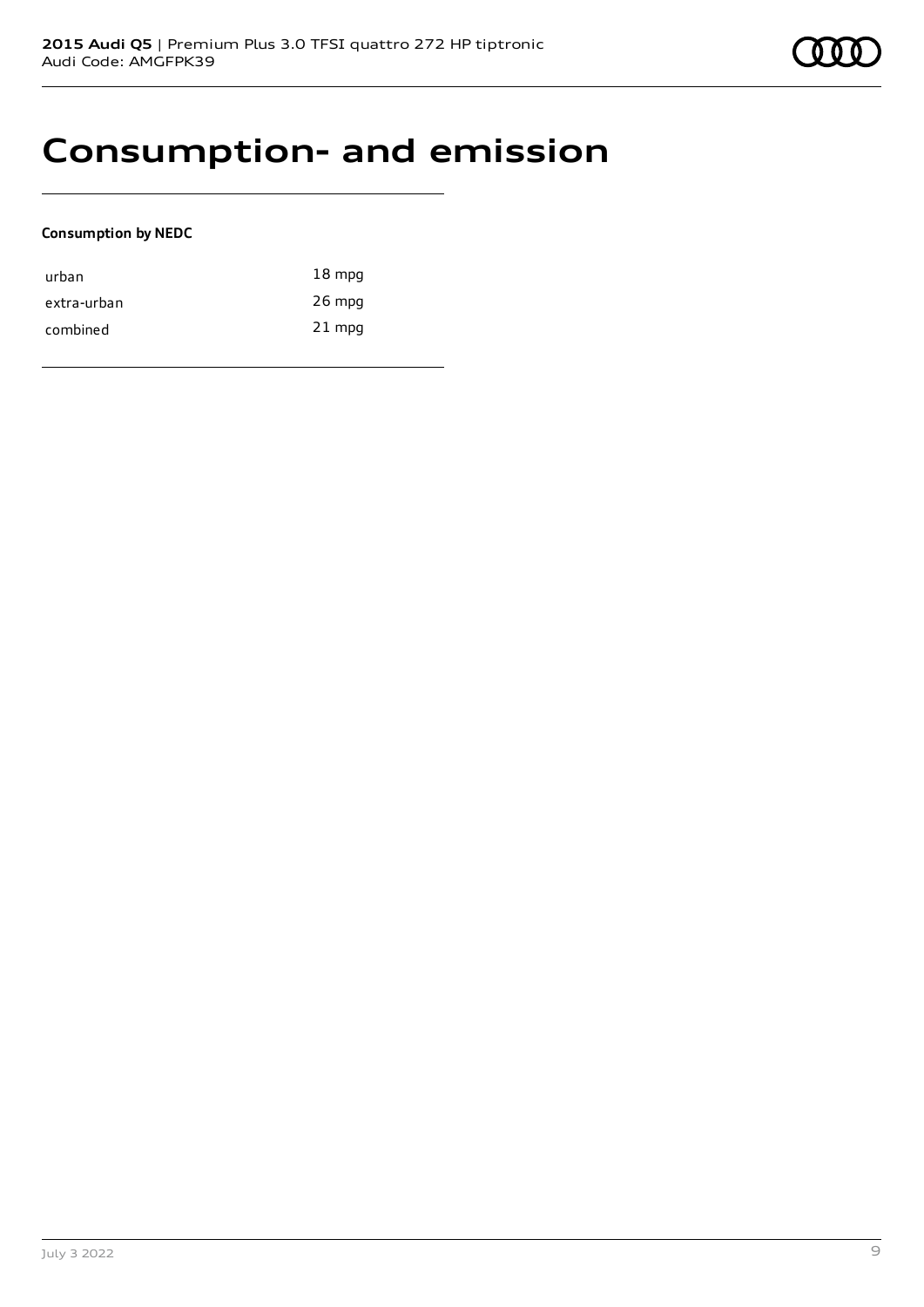# Consumption- and emission

**Consumption by NEDC**

| | |
|---|---|
| urban | 18 mpg |
| extra-urban | 26 mpg |
| combined | 21 mpg |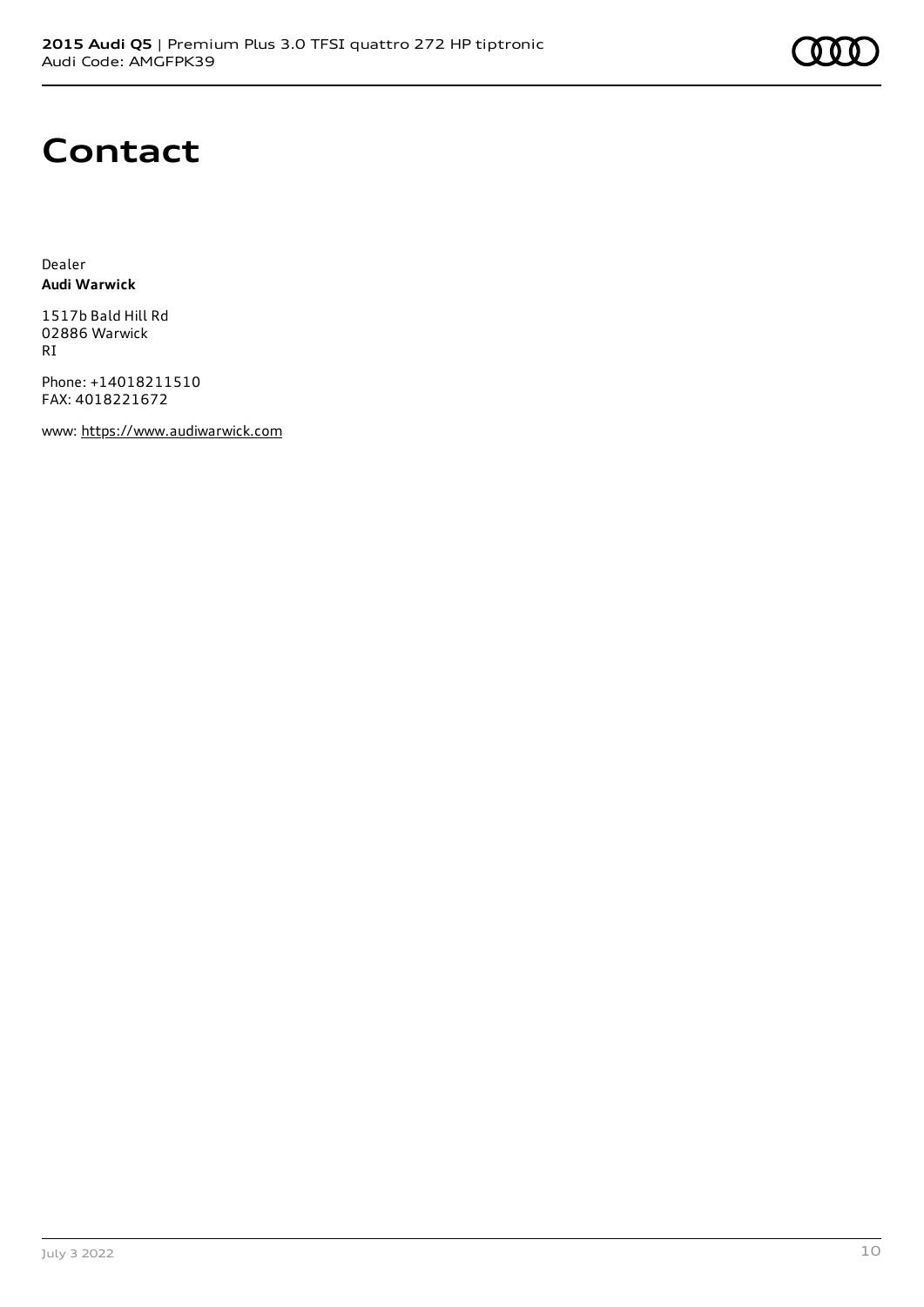# Contact

Dealer
**Audi Warwick**

1517b Bald Hill Rd
02886 Warwick
RI

Phone: +14018211510
FAX: 4018221672

www: https://www.audiwarwick.com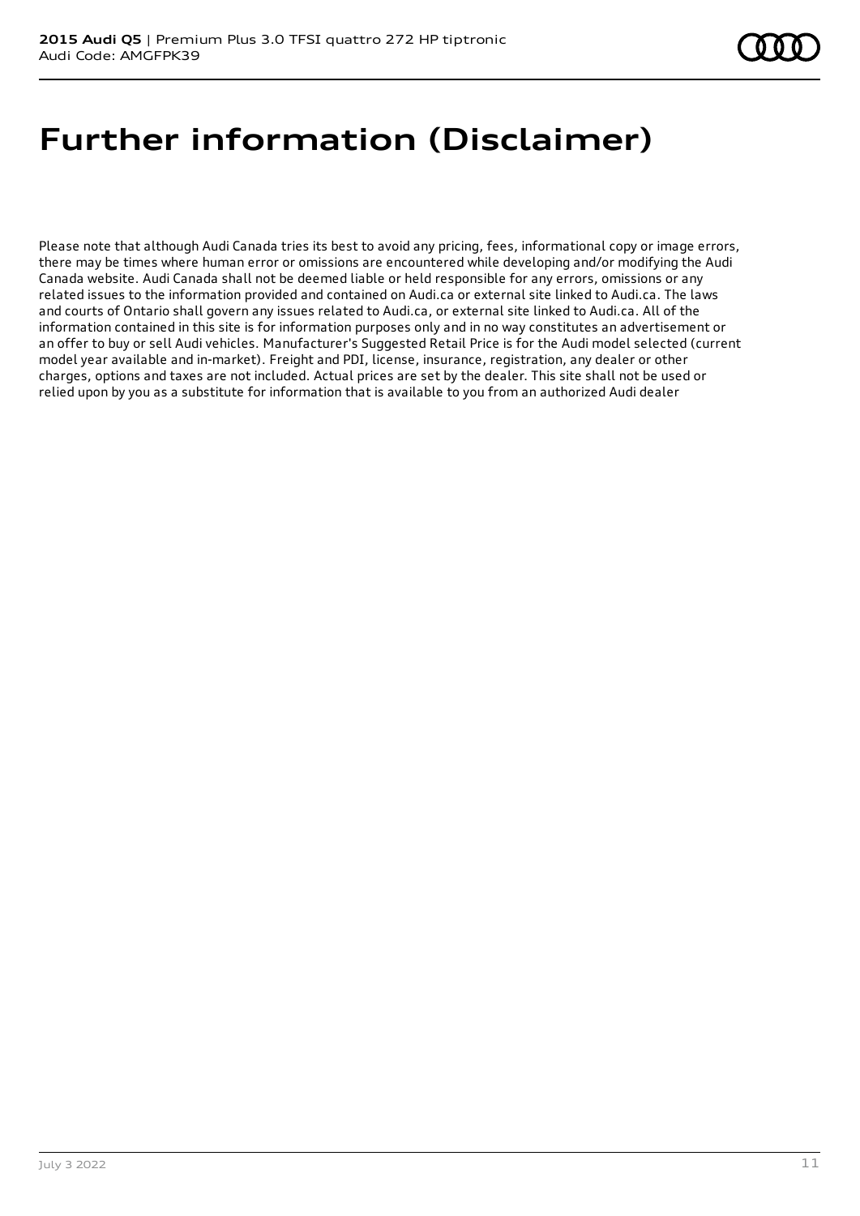# Further information (Disclaimer)

Please note that although Audi Canada tries its best to avoid any pricing, fees, informational copy or image errors, there may be times where human error or omissions are encountered while developing and/or modifying the Audi Canada website. Audi Canada shall not be deemed liable or held responsible for any errors, omissions or any related issues to the information provided and contained on Audi.ca or external site linked to Audi.ca. The laws and courts of Ontario shall govern any issues related to Audi.ca, or external site linked to Audi.ca. All of the information contained in this site is for information purposes only and in no way constitutes an advertisement or an offer to buy or sell Audi vehicles. Manufacturer's Suggested Retail Price is for the Audi model selected (current model year available and in-market). Freight and PDI, license, insurance, registration, any dealer or other charges, options and taxes are not included. Actual prices are set by the dealer. This site shall not be used or relied upon by you as a substitute for information that is available to you from an authorized Audi dealer